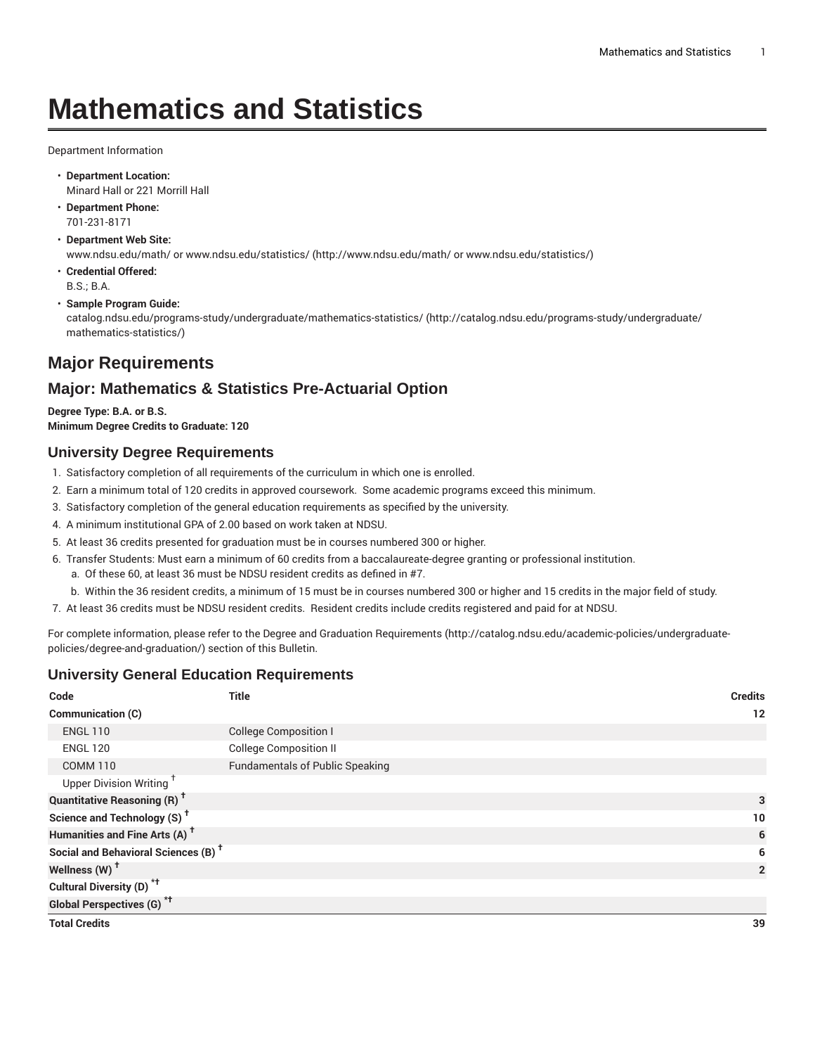# Mathematics and Statistics

Department Information

- **Department Location:**
  Minard Hall or 221 Morrill Hall
- **Department Phone:**
  701-231-8171
- **Department Web Site:**
  www.ndsu.edu/math/ or www.ndsu.edu/statistics/ (http://www.ndsu.edu/math/ or www.ndsu.edu/statistics/)
- **Credential Offered:**
  B.S.; B.A.
- **Sample Program Guide:**
  catalog.ndsu.edu/programs-study/undergraduate/mathematics-statistics/ (http://catalog.ndsu.edu/programs-study/undergraduate/mathematics-statistics/)

## Major Requirements

## Major: Mathematics & Statistics Pre-Actuarial Option

**Degree Type: B.A. or B.S.**
**Minimum Degree Credits to Graduate: 120**

### University Degree Requirements

1. Satisfactory completion of all requirements of the curriculum in which one is enrolled.
2. Earn a minimum total of 120 credits in approved coursework. Some academic programs exceed this minimum.
3. Satisfactory completion of the general education requirements as specified by the university.
4. A minimum institutional GPA of 2.00 based on work taken at NDSU.
5. At least 36 credits presented for graduation must be in courses numbered 300 or higher.
6. Transfer Students: Must earn a minimum of 60 credits from a baccalaureate-degree granting or professional institution.
   a. Of these 60, at least 36 must be NDSU resident credits as defined in #7.
   b. Within the 36 resident credits, a minimum of 15 must be in courses numbered 300 or higher and 15 credits in the major field of study.
7. At least 36 credits must be NDSU resident credits. Resident credits include credits registered and paid for at NDSU.

For complete information, please refer to the Degree and Graduation Requirements (http://catalog.ndsu.edu/academic-policies/undergraduate-policies/degree-and-graduation/) section of this Bulletin.

### University General Education Requirements

| Code | Title | Credits |
| --- | --- | --- |
| **Communication (C)** | | **12** |
| ENGL 110 | College Composition I | |
| ENGL 120 | College Composition II | |
| COMM 110 | Fundamentals of Public Speaking | |
| Upper Division Writing † | | |
| **Quantitative Reasoning (R) †** | | **3** |
| **Science and Technology (S) †** | | **10** |
| **Humanities and Fine Arts (A) †** | | **6** |
| **Social and Behavioral Sciences (B) †** | | **6** |
| **Wellness (W) †** | | **2** |
| **Cultural Diversity (D) *†** | | |
| **Global Perspectives (G) *†** | | |
| **Total Credits** | | **39** |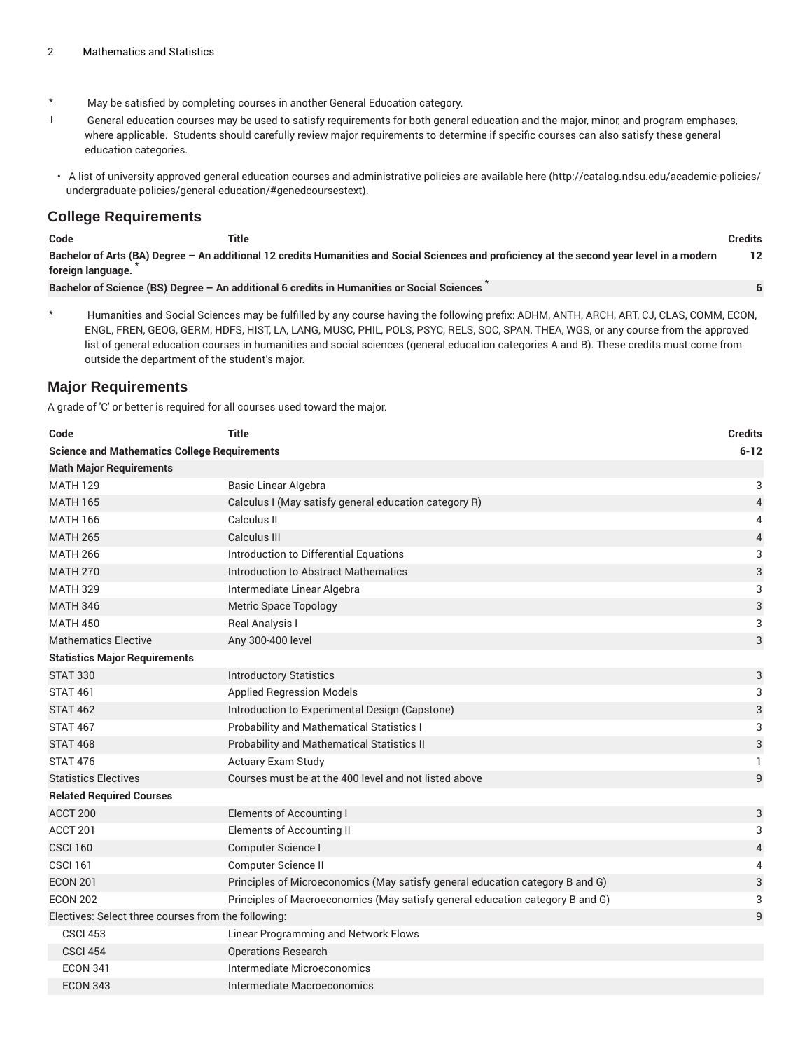\* May be satisfied by completing courses in another General Education category.

† General education courses may be used to satisfy requirements for both general education and the major, minor, and program emphases, where applicable. Students should carefully review major requirements to determine if specific courses can also satisfy these general education categories.

- A list of university approved general education courses and administrative policies are available here (http://catalog.ndsu.edu/academic-policies/undergraduate-policies/general-education/#genedcoursestext).

## College Requirements

| Code | Title | Credits |
| --- | --- | --- |
| **Bachelor of Arts (BA) Degree – An additional 12 credits Humanities and Social Sciences and proficiency at the second year level in a modern foreign language. \*** | | **12** |
| **Bachelor of Science (BS) Degree – An additional 6 credits in Humanities or Social Sciences \*** | | **6** |

\* Humanities and Social Sciences may be fulfilled by any course having the following prefix: ADHM, ANTH, ARCH, ART, CJ, CLAS, COMM, ECON, ENGL, FREN, GEOG, GERM, HDFS, HIST, LA, LANG, MUSC, PHIL, POLS, PSYC, RELS, SOC, SPAN, THEA, WGS, or any course from the approved list of general education courses in humanities and social sciences (general education categories A and B). These credits must come from outside the department of the student's major.

## Major Requirements

A grade of 'C' or better is required for all courses used toward the major.

| Code | Title | Credits |
| --- | --- | --- |
| **Science and Mathematics College Requirements** | | **6-12** |
| **Math Major Requirements** | | |
| MATH 129 | Basic Linear Algebra | 3 |
| MATH 165 | Calculus I (May satisfy general education category R) | 4 |
| MATH 166 | Calculus II | 4 |
| MATH 265 | Calculus III | 4 |
| MATH 266 | Introduction to Differential Equations | 3 |
| MATH 270 | Introduction to Abstract Mathematics | 3 |
| MATH 329 | Intermediate Linear Algebra | 3 |
| MATH 346 | Metric Space Topology | 3 |
| MATH 450 | Real Analysis I | 3 |
| Mathematics Elective | Any 300-400 level | 3 |
| **Statistics Major Requirements** | | |
| STAT 330 | Introductory Statistics | 3 |
| STAT 461 | Applied Regression Models | 3 |
| STAT 462 | Introduction to Experimental Design (Capstone) | 3 |
| STAT 467 | Probability and Mathematical Statistics I | 3 |
| STAT 468 | Probability and Mathematical Statistics II | 3 |
| STAT 476 | Actuary Exam Study | 1 |
| Statistics Electives | Courses must be at the 400 level and not listed above | 9 |
| **Related Required Courses** | | |
| ACCT 200 | Elements of Accounting I | 3 |
| ACCT 201 | Elements of Accounting II | 3 |
| CSCI 160 | Computer Science I | 4 |
| CSCI 161 | Computer Science II | 4 |
| ECON 201 | Principles of Microeconomics (May satisfy general education category B and G) | 3 |
| ECON 202 | Principles of Macroeconomics (May satisfy general education category B and G) | 3 |
| Electives: Select three courses from the following: | | 9 |
| CSCI 453 | Linear Programming and Network Flows | |
| CSCI 454 | Operations Research | |
| ECON 341 | Intermediate Microeconomics | |
| ECON 343 | Intermediate Macroeconomics | |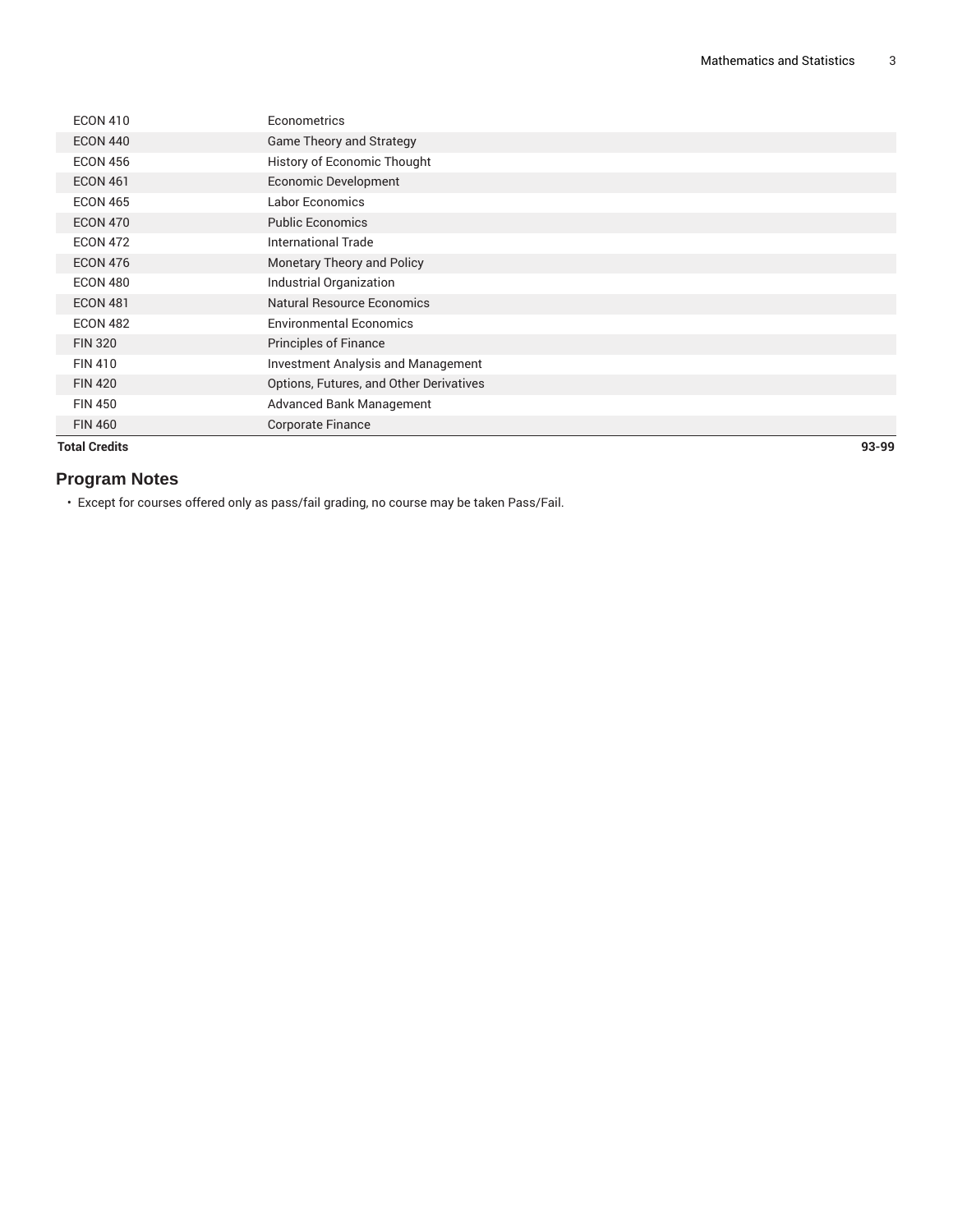| | | |
|---|---|---|
| ECON 410 | Econometrics | |
| ECON 440 | Game Theory and Strategy | |
| ECON 456 | History of Economic Thought | |
| ECON 461 | Economic Development | |
| ECON 465 | Labor Economics | |
| ECON 470 | Public Economics | |
| ECON 472 | International Trade | |
| ECON 476 | Monetary Theory and Policy | |
| ECON 480 | Industrial Organization | |
| ECON 481 | Natural Resource Economics | |
| ECON 482 | Environmental Economics | |
| FIN 320 | Principles of Finance | |
| FIN 410 | Investment Analysis and Management | |
| FIN 420 | Options, Futures, and Other Derivatives | |
| FIN 450 | Advanced Bank Management | |
| FIN 460 | Corporate Finance | |
| **Total Credits** | | **93-99** |

## Program Notes

- Except for courses offered only as pass/fail grading, no course may be taken Pass/Fail.